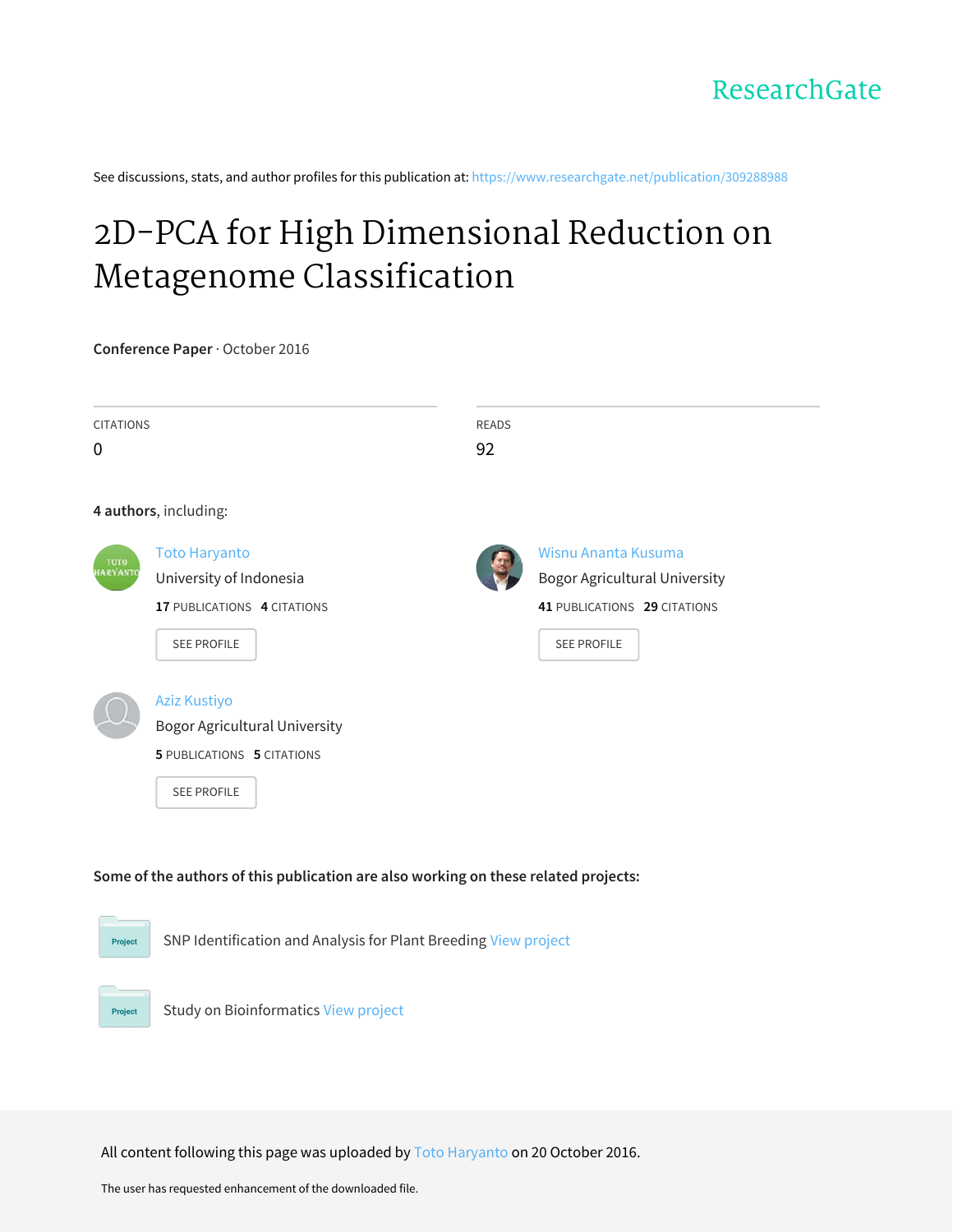ResearchGate

See discussions, stats, and author profiles for this publication at: https://www.researchgate.net/publication/309288988

# 2D-PCA for High Dimensional Reduction on Metagenome Classification

**Conference Paper** · October 2016

| CITATIONS | READS |
| --- | --- |
| 0 | 92 |

**4 authors**, including:

**Toto Haryanto**
University of Indonesia
**17** PUBLICATIONS **4** CITATIONS
SEE PROFILE

**Wisnu Ananta Kusuma**
Bogor Agricultural University
**41** PUBLICATIONS **29** CITATIONS
SEE PROFILE

**Aziz Kustiyo**
Bogor Agricultural University
**5** PUBLICATIONS **5** CITATIONS
SEE PROFILE

**Some of the authors of this publication are also working on these related projects:**

Project: SNP Identification and Analysis for Plant Breeding View project

Project: Study on Bioinformatics View project

All content following this page was uploaded by Toto Haryanto on 20 October 2016.

The user has requested enhancement of the downloaded file.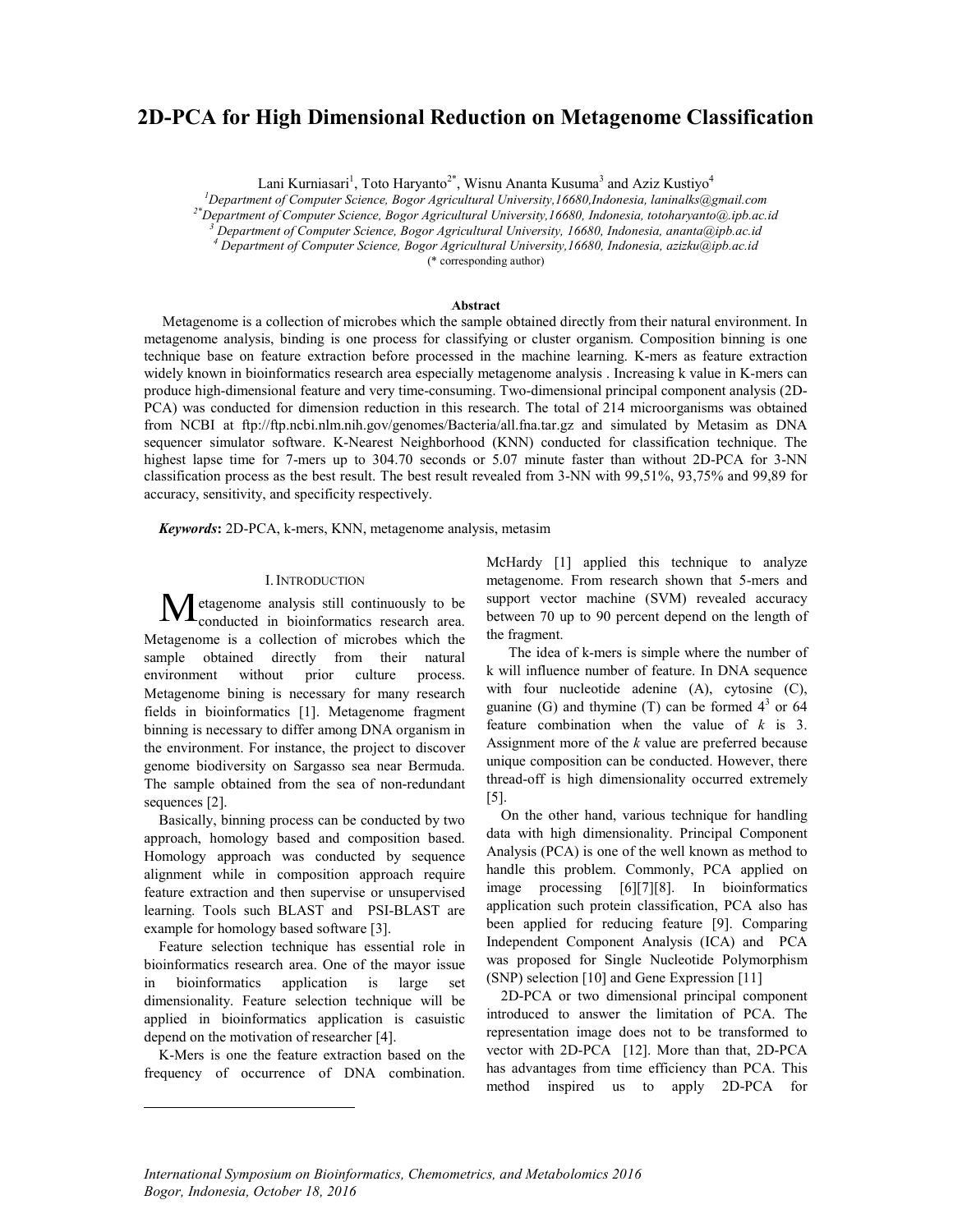# 2D-PCA for High Dimensional Reduction on Metagenome Classification

Lani Kurniasari[1], Toto Haryanto[2*], Wisnu Ananta Kusuma[3] and Aziz Kustiyo[4]

[1]*Department of Computer Science, Bogor Agricultural University,16680,Indonesia, laninalks@gmail.com*
[2*]*Department of Computer Science, Bogor Agricultural University,16680, Indonesia, totoharyanto@.ipb.ac.id*
[3] *Department of Computer Science, Bogor Agricultural University, 16680, Indonesia, ananta@ipb.ac.id*
[4] *Department of Computer Science, Bogor Agricultural University, 16680, Indonesia, azizku@ipb.ac.id*
(* corresponding author)

**Abstract**

Metagenome is a collection of microbes which the sample obtained directly from their natural environment. In metagenome analysis, binding is one process for classifying or cluster organism. Composition binning is one technique base on feature extraction before processed in the machine learning. K-mers as feature extraction widely known in bioinformatics research area especially metagenome analysis . Increasing k value in K-mers can produce high-dimensional feature and very time-consuming. Two-dimensional principal component analysis (2D-PCA) was conducted for dimension reduction in this research. The total of 214 microorganisms was obtained from NCBI at ftp://ftp.ncbi.nlm.nih.gov/genomes/Bacteria/all.fna.tar.gz and simulated by Metasim as DNA sequencer simulator software. K-Nearest Neighborhood (KNN) conducted for classification technique. The highest lapse time for 7-mers up to 304.70 seconds or 5.07 minute faster than without 2D-PCA for 3-NN classification process as the best result. The best result revealed from 3-NN with 99,51%, 93,75% and 99,89 for accuracy, sensitivity, and specificity respectively.

***Keywords*: 2D-PCA, k-mers, KNN, metagenome analysis, metasim**

## I. Introduction

Metagenome analysis still continuously to be conducted in bioinformatics research area. Metagenome is a collection of microbes which the sample obtained directly from their natural environment without prior culture process. Metagenome bining is necessary for many research fields in bioinformatics [1]. Metagenome fragment binning is necessary to differ among DNA organism in the environment. For instance, the project to discover genome biodiversity on Sargasso sea near Bermuda. The sample obtained from the sea of non-redundant sequences [2].

Basically, binning process can be conducted by two approach, homology based and composition based. Homology approach was conducted by sequence alignment while in composition approach require feature extraction and then supervise or unsupervised learning. Tools such BLAST and PSI-BLAST are example for homology based software [3].

Feature selection technique has essential role in bioinformatics research area. One of the mayor issue in bioinformatics application is large set dimensionality. Feature selection technique will be applied in bioinformatics application is casuistic depend on the motivation of researcher [4].

K-Mers is one the feature extraction based on the frequency of occurrence of DNA combination. McHardy [1] applied this technique to analyze metagenome. From research shown that 5-mers and support vector machine (SVM) revealed accuracy between 70 up to 90 percent depend on the length of the fragment.

The idea of k-mers is simple where the number of k will influence number of feature. In DNA sequence with four nucleotide adenine (A), cytosine (C), guanine (G) and thymine (T) can be formed $4^3$ or 64 feature combination when the value of *k* is 3. Assignment more of the *k* value are preferred because unique composition can be conducted. However, there thread-off is high dimensionality occurred extremely [5].

On the other hand, various technique for handling data with high dimensionality. Principal Component Analysis (PCA) is one of the well known as method to handle this problem. Commonly, PCA applied on image processing [6][7][8]. In bioinformatics application such protein classification, PCA also has been applied for reducing feature [9]. Comparing Independent Component Analysis (ICA) and PCA was proposed for Single Nucleotide Polymorphism (SNP) selection [10] and Gene Expression [11]

2D-PCA or two dimensional principal component introduced to answer the limitation of PCA. The representation image does not to be transformed to vector with 2D-PCA [12]. More than that, 2D-PCA has advantages from time efficiency than PCA. This method inspired us to apply 2D-PCA for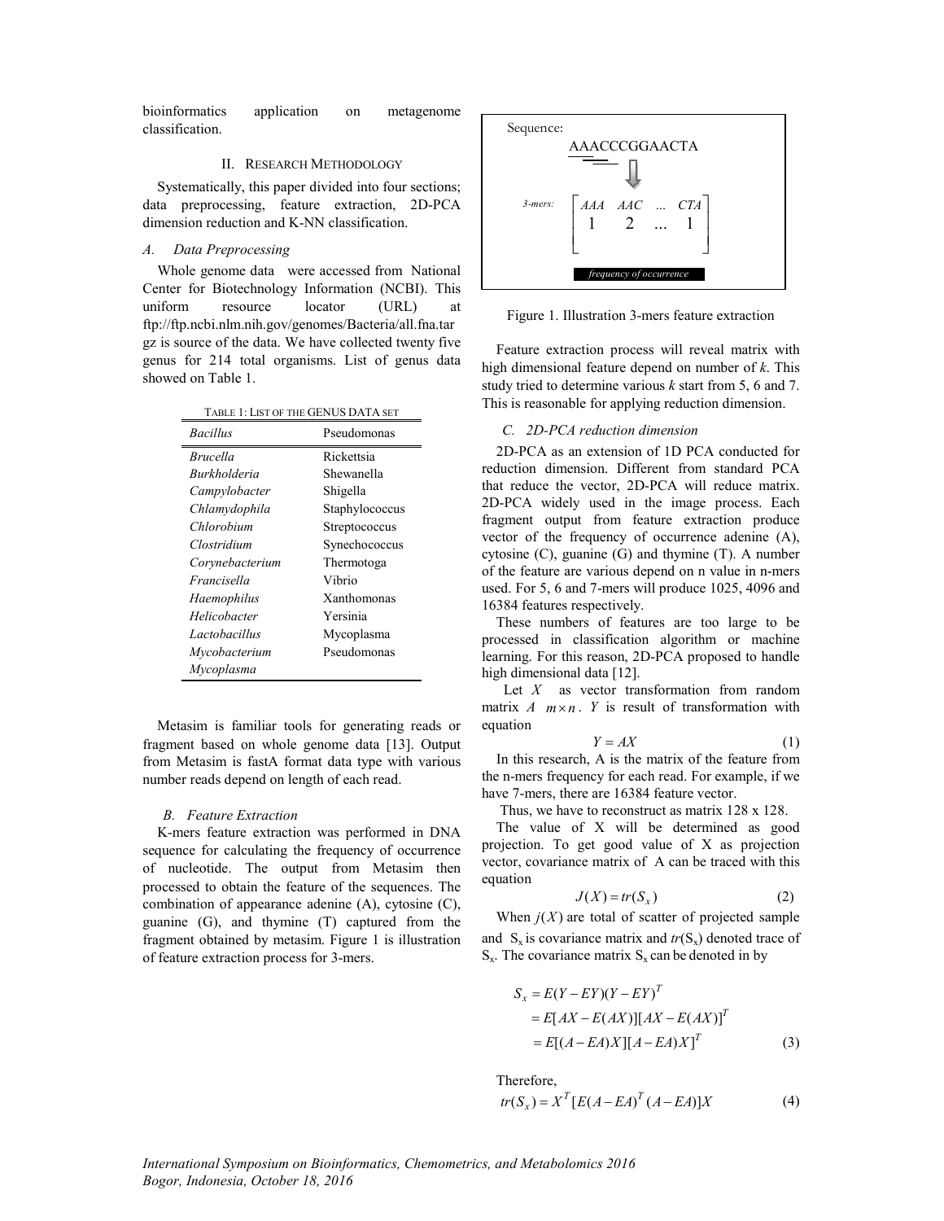bioinformatics application on metagenome classification.

## II. Research Methodology

Systematically, this paper divided into four sections; data preprocessing, feature extraction, 2D-PCA dimension reduction and K-NN classification.

### *A. Data Preprocessing*

Whole genome data were accessed from National Center for Biotechnology Information (NCBI). This uniform resource locator (URL) at ftp://ftp.ncbi.nlm.nih.gov/genomes/Bacteria/all.fna.tar gz is source of the data. We have collected twenty five genus for 214 total organisms. List of genus data showed on Table 1.

TABLE 1: LIST OF THE GENUS DATA SET

| *Bacillus* | Pseudomonas |
|---|---|
| *Brucella* | Rickettsia |
| *Burkholderia* | Shewanella |
| *Campylobacter* | Shigella |
| *Chlamydophila* | Staphylococcus |
| *Chlorobium* | Streptococcus |
| *Clostridium* | Synechococcus |
| *Corynebacterium* | Thermotoga |
| *Francisella* | Vibrio |
| *Haemophilus* | Xanthomonas |
| *Helicobacter* | Yersinia |
| *Lactobacillus* | Mycoplasma |
| *Mycobacterium* | Pseudomonas |
| *Mycoplasma* | |

Metasim is familiar tools for generating reads or fragment based on whole genome data [13]. Output from Metasim is fastA format data type with various number reads depend on length of each read.

### *B. Feature Extraction*

K-mers feature extraction was performed in DNA sequence for calculating the frequency of occurrence of nucleotide. The output from Metasim then processed to obtain the feature of the sequences. The combination of appearance adenine (A), cytosine (C), guanine (G), and thymine (T) captured from the fragment obtained by metasim. Figure 1 is illustration of feature extraction process for 3-mers.

Sequence:
AAACCCGGAACTA

3-mers: $\begin{bmatrix} AAA & AAC & \ldots & CTA \\ 1 & 2 & \ldots & 1 \end{bmatrix}$

frequency of occurrence

Figure 1. Illustration 3-mers feature extraction

Feature extraction process will reveal matrix with high dimensional feature depend on number of *k*. This study tried to determine various *k* start from 5, 6 and 7. This is reasonable for applying reduction dimension.

### *C. 2D-PCA reduction dimension*

2D-PCA as an extension of 1D PCA conducted for reduction dimension. Different from standard PCA that reduce the vector, 2D-PCA will reduce matrix. 2D-PCA widely used in the image process. Each fragment output from feature extraction produce vector of the frequency of occurrence adenine (A), cytosine (C), guanine (G) and thymine (T). A number of the feature are various depend on n value in n-mers used. For 5, 6 and 7-mers will produce 1025, 4096 and 16384 features respectively.

These numbers of features are too large to be processed in classification algorithm or machine learning. For this reason, 2D-PCA proposed to handle high dimensional data [12].

Let $X$ as vector transformation from random matrix $A$ $m \times n$. $Y$ is result of transformation with equation

$$Y = AX \tag{1}$$

In this research, A is the matrix of the feature from the n-mers frequency for each read. For example, if we have 7-mers, there are 16384 feature vector.

Thus, we have to reconstruct as matrix 128 x 128.

The value of X will be determined as good projection. To get good value of X as projection vector, covariance matrix of A can be traced with this equation

$$J(X) = tr(S_x) \tag{2}$$

When $j(X)$ are total of scatter of projected sample and $S_x$ is covariance matrix and $tr(S_x)$ denoted trace of $S_x$. The covariance matrix $S_x$ can be denoted in by

$$\begin{aligned} S_x &= E(Y - EY)(Y - EY)^T \\ &= E[AX - E(AX)][AX - E(AX)]^T \\ &= E[(A - EA)X][A - EA)X]^T \end{aligned} \tag{3}$$

Therefore,

$$tr(S_x) = X^T [E(A - EA)^T (A - EA)]X \tag{4}$$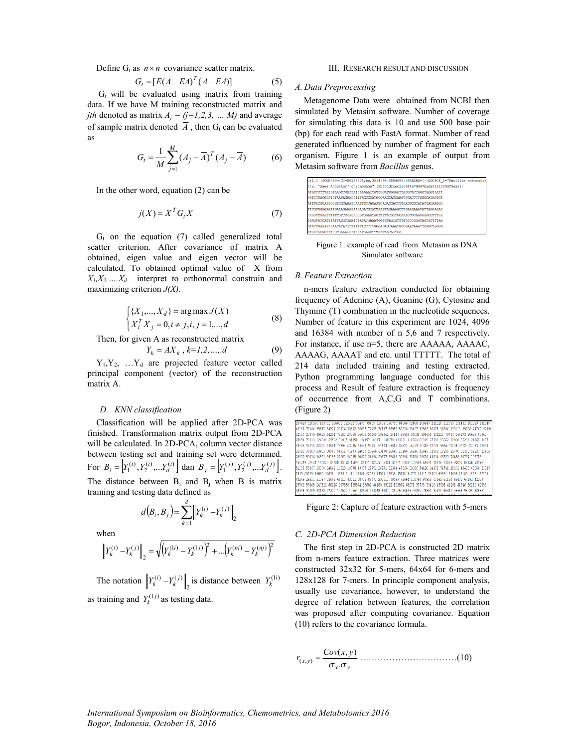Define $G_t$ as $n \times n$ covariance scatter matrix.

$$G_t = [E(A - EA)^T (A - EA)] \tag{5}$$

$G_t$ will be evaluated using matrix from training data. If we have M training reconstructed matrix and *jth* denoted as matrix $A_j = (j=1,2,3, \ldots M)$ and average of sample matrix denoted $\overline{A}$, then $G_t$ can be evaluated as

$$G_t = \frac{1}{M}\sum_{j=1}^{M}(A_j - \overline{A})^T (A_j - \overline{A}) \tag{6}$$

In the other word, equation (2) can be

$$j(X) = X^T G_t X \tag{7}$$

$G_t$ on the equation (7) called generalized total scatter criterion. After covariance of matrix A obtained, eigen value and eigen vector will be calculated. To obtained optimal value of X from $X_1, X_2, \ldots X_d$ interpret to orthonormal constrain and maximizing criterion *J(X)*.

$$\begin{cases} \{X_1, \ldots, X_d\} = \arg\max J(X) \\ X_i^T X_j = 0, i \neq j, i, j = 1, \ldots, d \end{cases} \tag{8}$$

Then, for given A as reconstructed matrix

$$Y_k = AX_k \text{, } k=1,2,\ldots,d \tag{9}$$

$Y_1, Y_2, \ldots Y_d$ are projected feature vector called principal component (vector) of the reconstruction matrix A.

### D. KNN classification

Classification will be applied after 2D-PCA was finished. Transformation matrix output from 2D-PCA will be calculated. In 2D-PCA, column vector distance between testing set and training set were determined. For $B_i = \left[Y_1^{(i)}, Y_2^{(i)}, \ldots Y_d^{(i)}\right]$ dan $B_j = \left[Y_1^{(j)}, Y_2^{(j)}, \ldots Y_d^{(j)}\right]$. The distance between $B_i$ and $B_j$ when B is matrix training and testing data defined as

$$d(B_i, B_j) = \sum_{k=1}^{d}\left\| Y_k^{(i)} - Y_k^{(j)} \right\|_2$$

when

$$\left\| Y_k^{(i)} - Y_k^{(j)} \right\|_2 = \sqrt{\left(Y_k^{(1i)} - Y_k^{(1j)}\right)^2 + \ldots \left(Y_k^{(ni)} - Y_k^{(nj)}\right)^2}$$

The notation $\left\| Y_k^{(i)} - Y_k^{(j)} \right\|_2$ is distance between $Y_k^{(1i)}$ as training and $Y_k^{(1j)}$ as testing data.

## III. Research Result and Discussion

### A. Data Preprocessing

Metagenome Data were obtained from NCBI then simulated by Metasim software. Number of coverage for simulating this data is 10 and use 500 base pair (bp) for each read with FastA format. Number of read generated influenced by number of fragment for each organism. Figure 1 is an example of output from Metasim software from *Bacillus* genus.

Figure 1: example of read from Metasim as DNA Simulator software

### B. Feature Extraction

n-mers feature extraction conducted for obtaining frequency of Adenine (A), Guanine (G), Cytosine and Thymine (T) combination in the nucleotide sequences. Number of feature in this experiment are 1024, 4096 and 16384 with number of n 5,6 and 7 respectively. For instance, if use n=5, there are AAAAA, AAAAC, AAAAG, AAAAT and etc. until TTTTT. The total of 214 data included training and testing extracted. Python programming language conducted for this process and Result of feature extraction is frequency of occurrence from A,C,G and T combinations. (Figure 2)

Figure 2: Capture of feature extraction with 5-mers

### C. 2D-PCA Dimension Reduction

The first step in 2D-PCA is constructed 2D matrix from n-mers feature extraction. Three matrices were constructed 32x32 for 5-mers, 64x64 for 6-mers and 128x128 for 7-mers. In principle component analysis, usually use covariance, however, to understand the degree of relation between features, the correlation was proposed after computing covariance. Equation (10) refers to the covariance formula.

$$r_{(x,y)} = \frac{Cov(x,y)}{\sigma_x . \sigma_y} \ldots\ldots\ldots\ldots\ldots\ldots\ldots\ldots\ldots\ldots(10)$$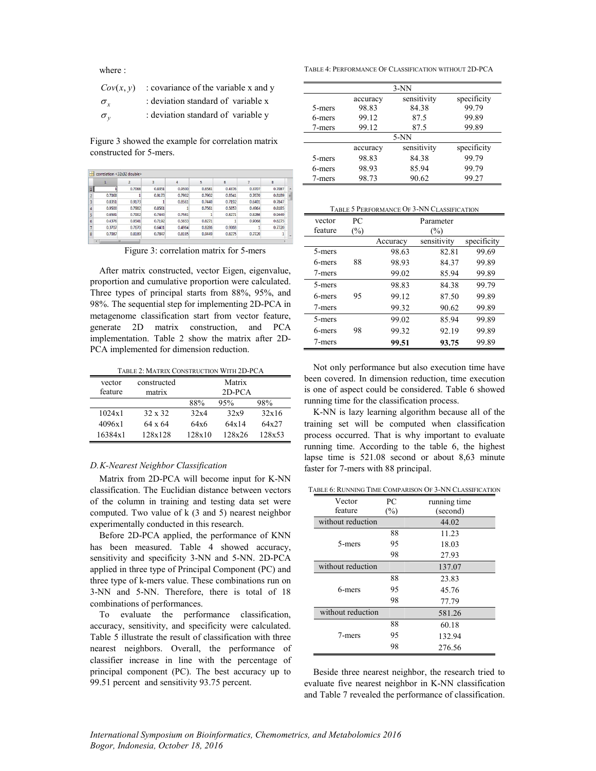where :

| | |
|---|---|
| $Cov(x, y)$ | : covariance of the variable x and y |
| $\sigma_x$ | : deviation standard of variable x |
| $\sigma_y$ | : deviation standard of variable y |

Figure 3 showed the example for correlation matrix constructed for 5-mers.

Figure 3: correlation matrix for 5-mers

After matrix constructed, vector Eigen, eigenvalue, proportion and cumulative proportion were calculated. Three types of principal starts from 88%, 95%, and 98%. The sequential step for implementing 2D-PCA in metagenome classification start from vector feature, generate 2D matrix construction, and PCA implementation. Table 2 show the matrix after 2D-PCA implemented for dimension reduction.

TABLE 2: MATRIX CONSTRUCTION WITH 2D-PCA

| vector feature | constructed matrix | Matrix 2D-PCA | | |
|---|---|---|---|---|
| | | 88% | 95% | 98% |
| 1024x1 | 32 x 32 | 32x4 | 32x9 | 32x16 |
| 4096x1 | 64 x 64 | 64x6 | 64x14 | 64x27 |
| 16384x1 | 128x128 | 128x10 | 128x26 | 128x53 |

### D. K-Nearest Neighbor Classification

Matrix from 2D-PCA will become input for K-NN classification. The Euclidian distance between vectors of the column in training and testing data set were computed. Two value of k (3 and 5) nearest neighbor experimentally conducted in this research.

Before 2D-PCA applied, the performance of KNN has been measured. Table 4 showed accuracy, sensitivity and specificity 3-NN and 5-NN. 2D-PCA applied in three type of Principal Component (PC) and three type of k-mers value. These combinations run on 3-NN and 5-NN. Therefore, there is total of 18 combinations of performances.

To evaluate the performance classification, accuracy, sensitivity, and specificity were calculated. Table 5 illustrate the result of classification with three nearest neighbors. Overall, the performance of classifier increase in line with the percentage of principal component (PC). The best accuracy up to 99.51 percent and sensitivity 93.75 percent.

TABLE 4: PERFORMANCE OF CLASSIFICATION WITHOUT 2D-PCA

| | 3-NN | | |
|---|---|---|---|
| | accuracy | sensitivity | specificity |
| 5-mers | 98.83 | 84.38 | 99.79 |
| 6-mers | 99.12 | 87.5 | 99.89 |
| 7-mers | 99.12 | 87.5 | 99.89 |
| | **5-NN** | | |
| | accuracy | sensitivity | specificity |
| 5-mers | 98.83 | 84.38 | 99.79 |
| 6-mers | 98.93 | 85.94 | 99.79 |
| 7-mers | 98.73 | 90.62 | 99.27 |

TABLE 5 PERFORMANCE OF 3-NN CLASSIFICATION

| vector feature | PC (%) | Parameter (%) | | |
|---|---|---|---|---|
| | | Accuracy | sensitivity | specificity |
| 5-mers | 88 | 98.63 | 82.81 | 99.69 |
| 6-mers | | 98.93 | 84.37 | 99.89 |
| 7-mers | | 99.02 | 85.94 | 99.89 |
| 5-mers | 95 | 98.83 | 84.38 | 99.79 |
| 6-mers | | 99.12 | 87.50 | 99.89 |
| 7-mers | | 99.32 | 90.62 | 99.89 |
| 5-mers | 98 | 99.02 | 85.94 | 99.89 |
| 6-mers | | 99.32 | 92.19 | 99.89 |
| 7-mers | | **99.51** | **93.75** | 99.89 |

Not only performance but also execution time have been covered. In dimension reduction, time execution is one of aspect could be considered. Table 6 showed running time for the classification process.

K-NN is lazy learning algorithm because all of the training set will be computed when classification process occurred. That is why important to evaluate running time. According to the table 6, the highest lapse time is 521.08 second or about 8,63 minute faster for 7-mers with 88 principal.

TABLE 6: RUNNING TIME COMPARISON OF 3-NN CLASSIFICATION

| Vector feature | PC (%) | running time (second) |
|---|---|---|
| without reduction | | 44.02 |
| 5-mers | 88 | 11.23 |
| | 95 | 18.03 |
| | 98 | 27.93 |
| without reduction | | 137.07 |
| 6-mers | 88 | 23.83 |
| | 95 | 45.76 |
| | 98 | 77.79 |
| without reduction | | 581.26 |
| 7-mers | 88 | 60.18 |
| | 95 | 132.94 |
| | 98 | 276.56 |

Beside three nearest neighbor, the research tried to evaluate five nearest neighbor in K-NN classification and Table 7 revealed the performance of classification.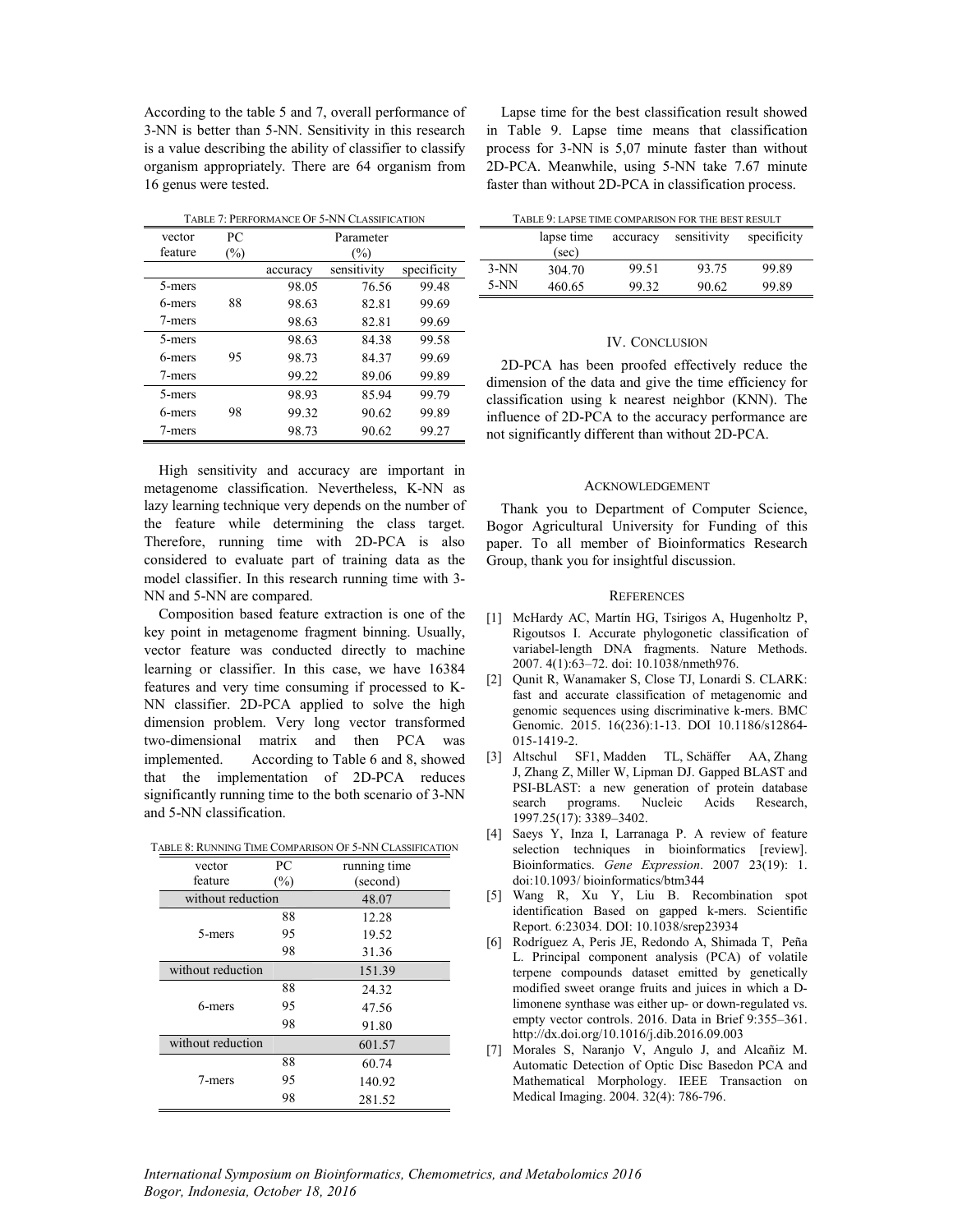According to the table 5 and 7, overall performance of 3-NN is better than 5-NN. Sensitivity in this research is a value describing the ability of classifier to classify organism appropriately. There are 64 organism from 16 genus were tested.

TABLE 7: PERFORMANCE OF 5-NN CLASSIFICATION

| vector feature | PC (%) | Parameter (%) | | |
|---|---|---|---|---|
| | | accuracy | sensitivity | specificity |
| 5-mers | 88 | 98.05 | 76.56 | 99.48 |
| 6-mers | | 98.63 | 82.81 | 99.69 |
| 7-mers | | 98.63 | 82.81 | 99.69 |
| 5-mers | 95 | 98.63 | 84.38 | 99.58 |
| 6-mers | | 98.73 | 84.37 | 99.69 |
| 7-mers | | 99.22 | 89.06 | 99.89 |
| 5-mers | 98 | 98.93 | 85.94 | 99.79 |
| 6-mers | | 99.32 | 90.62 | 99.89 |
| 7-mers | | 98.73 | 90.62 | 99.27 |

High sensitivity and accuracy are important in metagenome classification. Nevertheless, K-NN as lazy learning technique very depends on the number of the feature while determining the class target. Therefore, running time with 2D-PCA is also considered to evaluate part of training data as the model classifier. In this research running time with 3-NN and 5-NN are compared.

Composition based feature extraction is one of the key point in metagenome fragment binning. Usually, vector feature was conducted directly to machine learning or classifier. In this case, we have 16384 features and very time consuming if processed to K-NN classifier. 2D-PCA applied to solve the high dimension problem. Very long vector transformed two-dimensional matrix and then PCA was implemented. According to Table 6 and 8, showed that the implementation of 2D-PCA reduces significantly running time to the both scenario of 3-NN and 5-NN classification.

TABLE 8: RUNNING TIME COMPARISON OF 5-NN CLASSIFICATION

| vector feature | PC (%) | running time (second) |
|---|---|---|
| without reduction | | 48.07 |
| 5-mers | 88 | 12.28 |
| | 95 | 19.52 |
| | 98 | 31.36 |
| without reduction | | 151.39 |
| 6-mers | 88 | 24.32 |
| | 95 | 47.56 |
| | 98 | 91.80 |
| without reduction | | 601.57 |
| 7-mers | 88 | 60.74 |
| | 95 | 140.92 |
| | 98 | 281.52 |

Lapse time for the best classification result showed in Table 9. Lapse time means that classification process for 3-NN is 5,07 minute faster than without 2D-PCA. Meanwhile, using 5-NN take 7.67 minute faster than without 2D-PCA in classification process.

TABLE 9: LAPSE TIME COMPARISON FOR THE BEST RESULT

| | lapse time (sec) | accuracy | sensitivity | specificity |
|---|---|---|---|---|
| 3-NN | 304.70 | 99.51 | 93.75 | 99.89 |
| 5-NN | 460.65 | 99.32 | 90.62 | 99.89 |

## IV. CONCLUSION

2D-PCA has been proofed effectively reduce the dimension of the data and give the time efficiency for classification using k nearest neighbor (KNN). The influence of 2D-PCA to the accuracy performance are not significantly different than without 2D-PCA.

## ACKNOWLEDGEMENT

Thank you to Department of Computer Science, Bogor Agricultural University for Funding of this paper. To all member of Bioinformatics Research Group, thank you for insightful discussion.

## REFERENCES

[1] McHardy AC, Martín HG, Tsirigos A, Hugenholtz P, Rigoutsos I. Accurate phylogonetic classification of variabel-length DNA fragments. Nature Methods. 2007. 4(1):63–72. doi: 10.1038/nmeth976.

[2] Qunit R, Wanamaker S, Close TJ, Lonardi S. CLARK: fast and accurate classification of metagenomic and genomic sequences using discriminative k-mers. BMC Genomic. 2015. 16(236):1-13. DOI 10.1186/s12864-015-1419-2.

[3] Altschul SF1, Madden TL, Schäffer AA, Zhang J, Zhang Z, Miller W, Lipman DJ. Gapped BLAST and PSI-BLAST: a new generation of protein database search programs. Nucleic Acids Research, 1997.25(17): 3389–3402.

[4] Saeys Y, Inza I, Larranaga P. A review of feature selection techniques in bioinformatics [review]. Bioinformatics. *Gene Expression*. 2007 23(19): 1. doi:10.1093/ bioinformatics/btm344

[5] Wang R, Xu Y, Liu B. Recombination spot identification Based on gapped k-mers. Scientific Report. 6:23034. DOI: 10.1038/srep23934

[6] Rodríguez A, Peris JE, Redondo A, Shimada T, Peña L. Principal component analysis (PCA) of volatile terpene compounds dataset emitted by genetically modified sweet orange fruits and juices in which a D-limonene synthase was either up- or down-regulated vs. empty vector controls. 2016. Data in Brief 9:355–361. http://dx.doi.org/10.1016/j.dib.2016.09.003

[7] Morales S, Naranjo V, Angulo J, and Alcañiz M. Automatic Detection of Optic Disc Basedon PCA and Mathematical Morphology. IEEE Transaction on Medical Imaging. 2004. 32(4): 786-796.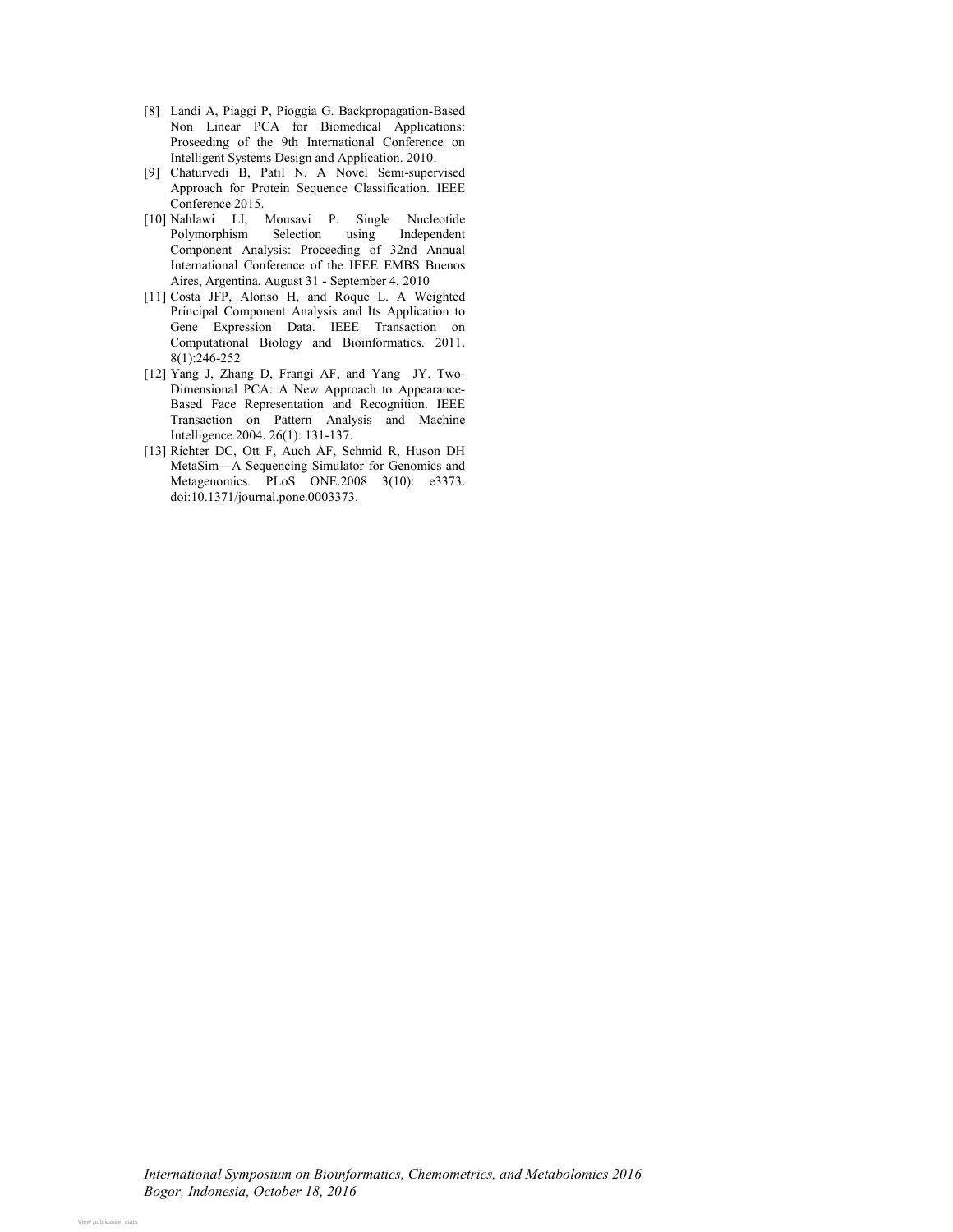[8] Landi A, Piaggi P, Pioggia G. Backpropagation-Based Non Linear PCA for Biomedical Applications: Proseeding of the 9th International Conference on Intelligent Systems Design and Application. 2010.

[9] Chaturvedi B, Patil N. A Novel Semi-supervised Approach for Protein Sequence Classification. IEEE Conference 2015.

[10] Nahlawi LI, Mousavi P. Single Nucleotide Polymorphism Selection using Independent Component Analysis: Proceeding of 32nd Annual International Conference of the IEEE EMBS Buenos Aires, Argentina, August 31 - September 4, 2010

[11] Costa JFP, Alonso H, and Roque L. A Weighted Principal Component Analysis and Its Application to Gene Expression Data. IEEE Transaction on Computational Biology and Bioinformatics. 2011. 8(1):246-252

[12] Yang J, Zhang D, Frangi AF, and Yang JY. Two-Dimensional PCA: A New Approach to Appearance-Based Face Representation and Recognition. IEEE Transaction on Pattern Analysis and Machine Intelligence.2004. 26(1): 131-137.

[13] Richter DC, Ott F, Auch AF, Schmid R, Huson DH MetaSim—A Sequencing Simulator for Genomics and Metagenomics. PLoS ONE.2008 3(10): e3373. doi:10.1371/journal.pone.0003373.